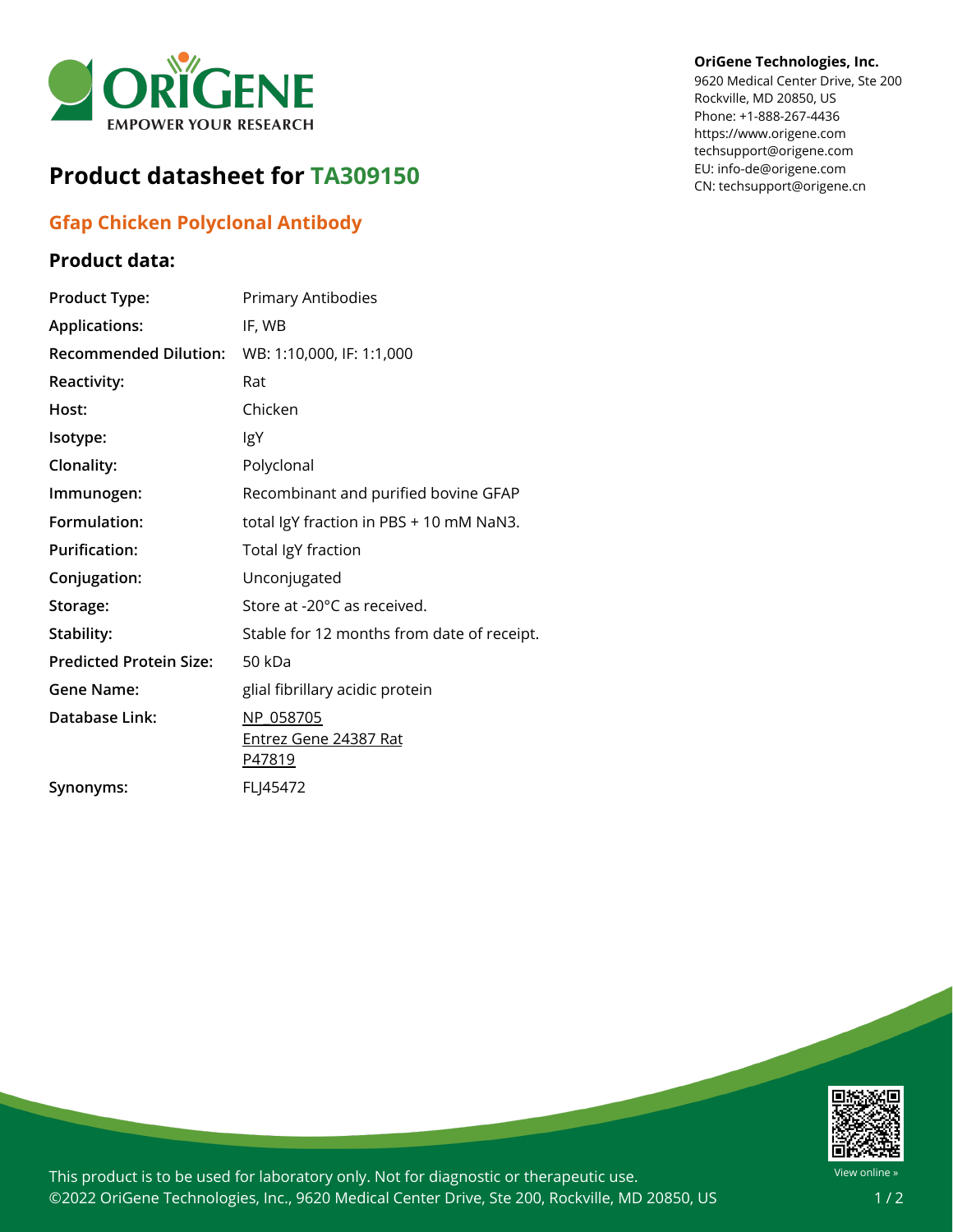**OriGene Technologies, Inc.**
9620 Medical Center Drive, Ste 200
Rockville, MD 20850, US
Phone: +1-888-267-4436
https://www.origene.com
techsupport@origene.com
EU: info-de@origene.com
CN: techsupport@origene.cn

# Product datasheet for TA309150

## Gfap Chicken Polyclonal Antibody

### Product data:

| | |
|---|---|
| **Product Type:** | Primary Antibodies |
| **Applications:** | IF, WB |
| **Recommended Dilution:** | WB: 1:10,000, IF: 1:1,000 |
| **Reactivity:** | Rat |
| **Host:** | Chicken |
| **Isotype:** | IgY |
| **Clonality:** | Polyclonal |
| **Immunogen:** | Recombinant and purified bovine GFAP |
| **Formulation:** | total IgY fraction in PBS + 10 mM NaN3. |
| **Purification:** | Total IgY fraction |
| **Conjugation:** | Unconjugated |
| **Storage:** | Store at -20°C as received. |
| **Stability:** | Stable for 12 months from date of receipt. |
| **Predicted Protein Size:** | 50 kDa |
| **Gene Name:** | glial fibrillary acidic protein |
| **Database Link:** | NP_058705<br>Entrez Gene 24387 Rat<br>P47819 |
| **Synonyms:** | FLJ45472 |

This product is to be used for laboratory only. Not for diagnostic or therapeutic use.
©2022 OriGene Technologies, Inc., 9620 Medical Center Drive, Ste 200, Rockville, MD 20850, US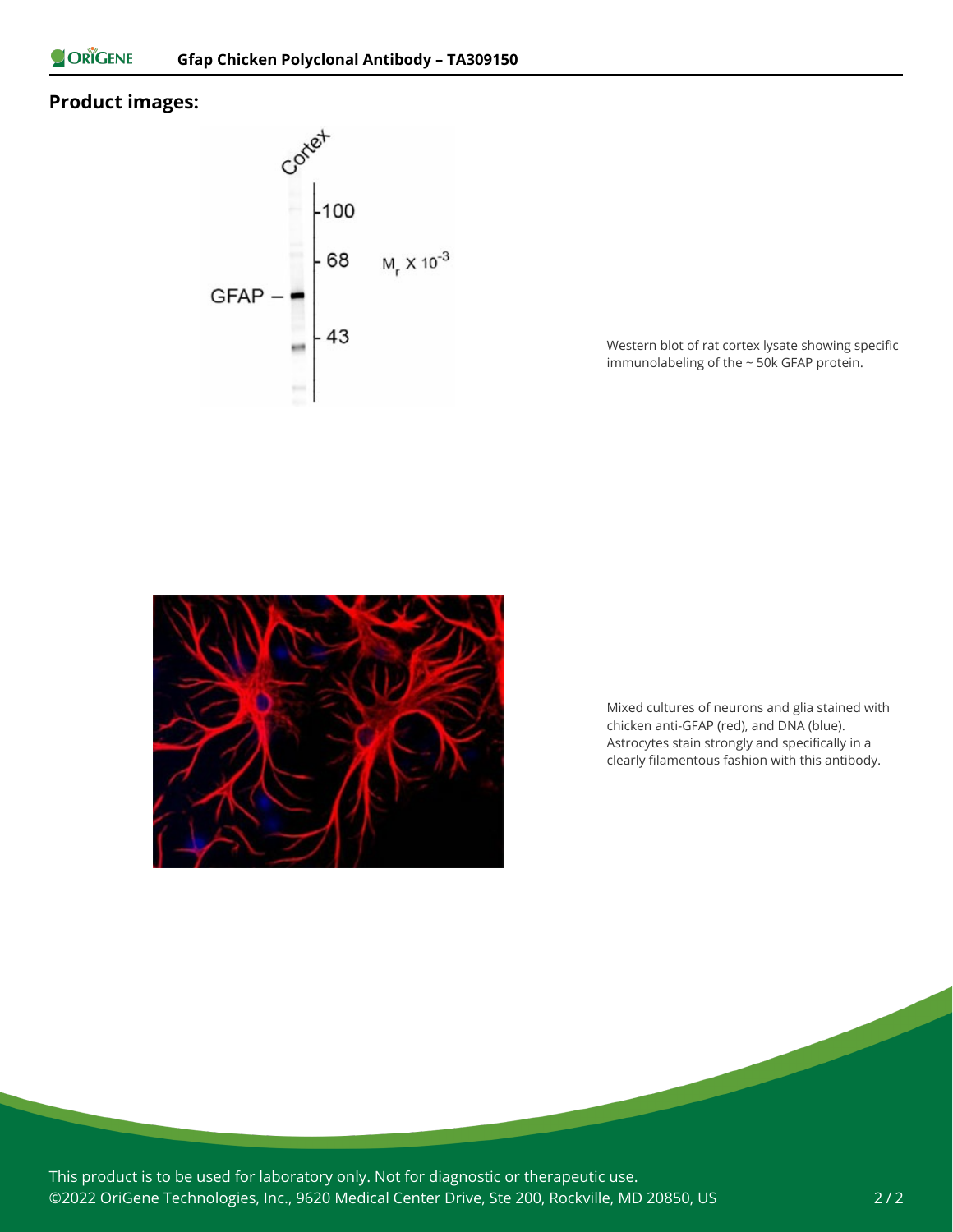## Product images:

Cortex

100

68

$M_r$ X $10^{-3}$

GFAP –

43

Western blot of rat cortex lysate showing specific immunolabeling of the ~ 50k GFAP protein.

Mixed cultures of neurons and glia stained with chicken anti-GFAP (red), and DNA (blue). Astrocytes stain strongly and specifically in a clearly filamentous fashion with this antibody.

This product is to be used for laboratory only. Not for diagnostic or therapeutic use.

©2022 OriGene Technologies, Inc., 9620 Medical Center Drive, Ste 200, Rockville, MD 20850, US